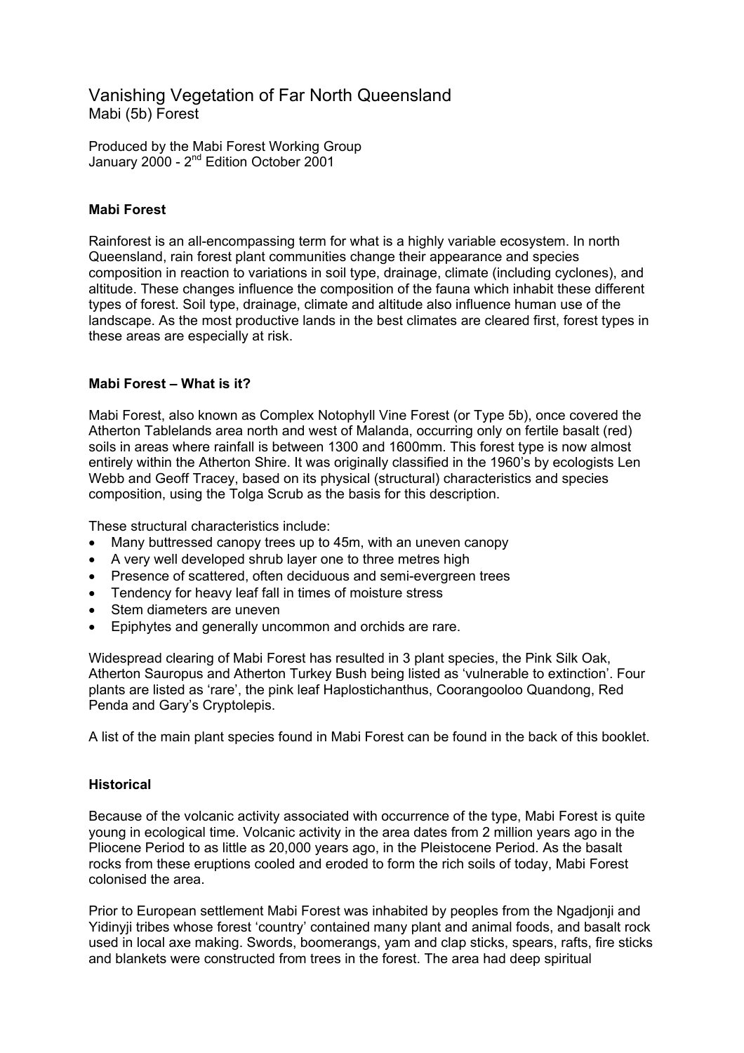# Vanishing Vegetation of Far North Queensland

Mabi (5b) Forest

Produced by the Mabi Forest Working Group
January 2000 - 2nd Edition October 2001

### Mabi Forest

Rainforest is an all-encompassing term for what is a highly variable ecosystem. In north Queensland, rain forest plant communities change their appearance and species composition in reaction to variations in soil type, drainage, climate (including cyclones), and altitude. These changes influence the composition of the fauna which inhabit these different types of forest. Soil type, drainage, climate and altitude also influence human use of the landscape. As the most productive lands in the best climates are cleared first, forest types in these areas are especially at risk.

### Mabi Forest – What is it?

Mabi Forest, also known as Complex Notophyll Vine Forest (or Type 5b), once covered the Atherton Tablelands area north and west of Malanda, occurring only on fertile basalt (red) soils in areas where rainfall is between 1300 and 1600mm. This forest type is now almost entirely within the Atherton Shire. It was originally classified in the 1960's by ecologists Len Webb and Geoff Tracey, based on its physical (structural) characteristics and species composition, using the Tolga Scrub as the basis for this description.

These structural characteristics include:

- Many buttressed canopy trees up to 45m, with an uneven canopy
- A very well developed shrub layer one to three metres high
- Presence of scattered, often deciduous and semi-evergreen trees
- Tendency for heavy leaf fall in times of moisture stress
- Stem diameters are uneven
- Epiphytes and generally uncommon and orchids are rare.

Widespread clearing of Mabi Forest has resulted in 3 plant species, the Pink Silk Oak, Atherton Sauropus and Atherton Turkey Bush being listed as 'vulnerable to extinction'. Four plants are listed as 'rare', the pink leaf Haplostichanthus, Coorangooloo Quandong, Red Penda and Gary's Cryptolepis.

A list of the main plant species found in Mabi Forest can be found in the back of this booklet.

### Historical

Because of the volcanic activity associated with occurrence of the type, Mabi Forest is quite young in ecological time. Volcanic activity in the area dates from 2 million years ago in the Pliocene Period to as little as 20,000 years ago, in the Pleistocene Period. As the basalt rocks from these eruptions cooled and eroded to form the rich soils of today, Mabi Forest colonised the area.

Prior to European settlement Mabi Forest was inhabited by peoples from the Ngadjonji and Yidinyji tribes whose forest 'country' contained many plant and animal foods, and basalt rock used in local axe making. Swords, boomerangs, yam and clap sticks, spears, rafts, fire sticks and blankets were constructed from trees in the forest. The area had deep spiritual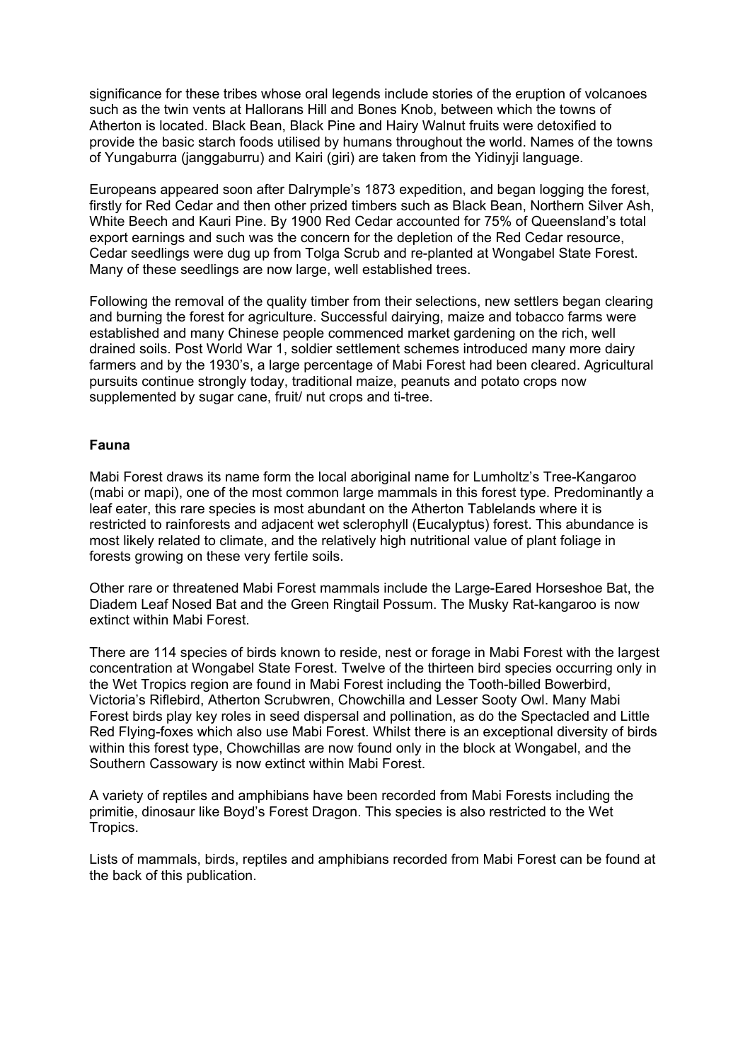significance for these tribes whose oral legends include stories of the eruption of volcanoes such as the twin vents at Hallorans Hill and Bones Knob, between which the towns of Atherton is located. Black Bean, Black Pine and Hairy Walnut fruits were detoxified to provide the basic starch foods utilised by humans throughout the world. Names of the towns of Yungaburra (janggaburru) and Kairi (giri) are taken from the Yidinyji language.

Europeans appeared soon after Dalrymple's 1873 expedition, and began logging the forest, firstly for Red Cedar and then other prized timbers such as Black Bean, Northern Silver Ash, White Beech and Kauri Pine. By 1900 Red Cedar accounted for 75% of Queensland's total export earnings and such was the concern for the depletion of the Red Cedar resource, Cedar seedlings were dug up from Tolga Scrub and re-planted at Wongabel State Forest. Many of these seedlings are now large, well established trees.

Following the removal of the quality timber from their selections, new settlers began clearing and burning the forest for agriculture. Successful dairying, maize and tobacco farms were established and many Chinese people commenced market gardening on the rich, well drained soils. Post World War 1, soldier settlement schemes introduced many more dairy farmers and by the 1930's, a large percentage of Mabi Forest had been cleared. Agricultural pursuits continue strongly today, traditional maize, peanuts and potato crops now supplemented by sugar cane, fruit/ nut crops and ti-tree.

## Fauna

Mabi Forest draws its name form the local aboriginal name for Lumholtz's Tree-Kangaroo (mabi or mapi), one of the most common large mammals in this forest type. Predominantly a leaf eater, this rare species is most abundant on the Atherton Tablelands where it is restricted to rainforests and adjacent wet sclerophyll (Eucalyptus) forest. This abundance is most likely related to climate, and the relatively high nutritional value of plant foliage in forests growing on these very fertile soils.

Other rare or threatened Mabi Forest mammals include the Large-Eared Horseshoe Bat, the Diadem Leaf Nosed Bat and the Green Ringtail Possum. The Musky Rat-kangaroo is now extinct within Mabi Forest.

There are 114 species of birds known to reside, nest or forage in Mabi Forest with the largest concentration at Wongabel State Forest. Twelve of the thirteen bird species occurring only in the Wet Tropics region are found in Mabi Forest including the Tooth-billed Bowerbird, Victoria's Riflebird, Atherton Scrubwren, Chowchilla and Lesser Sooty Owl. Many Mabi Forest birds play key roles in seed dispersal and pollination, as do the Spectacled and Little Red Flying-foxes which also use Mabi Forest. Whilst there is an exceptional diversity of birds within this forest type, Chowchillas are now found only in the block at Wongabel, and the Southern Cassowary is now extinct within Mabi Forest.

A variety of reptiles and amphibians have been recorded from Mabi Forests including the primitie, dinosaur like Boyd's Forest Dragon. This species is also restricted to the Wet Tropics.

Lists of mammals, birds, reptiles and amphibians recorded from Mabi Forest can be found at the back of this publication.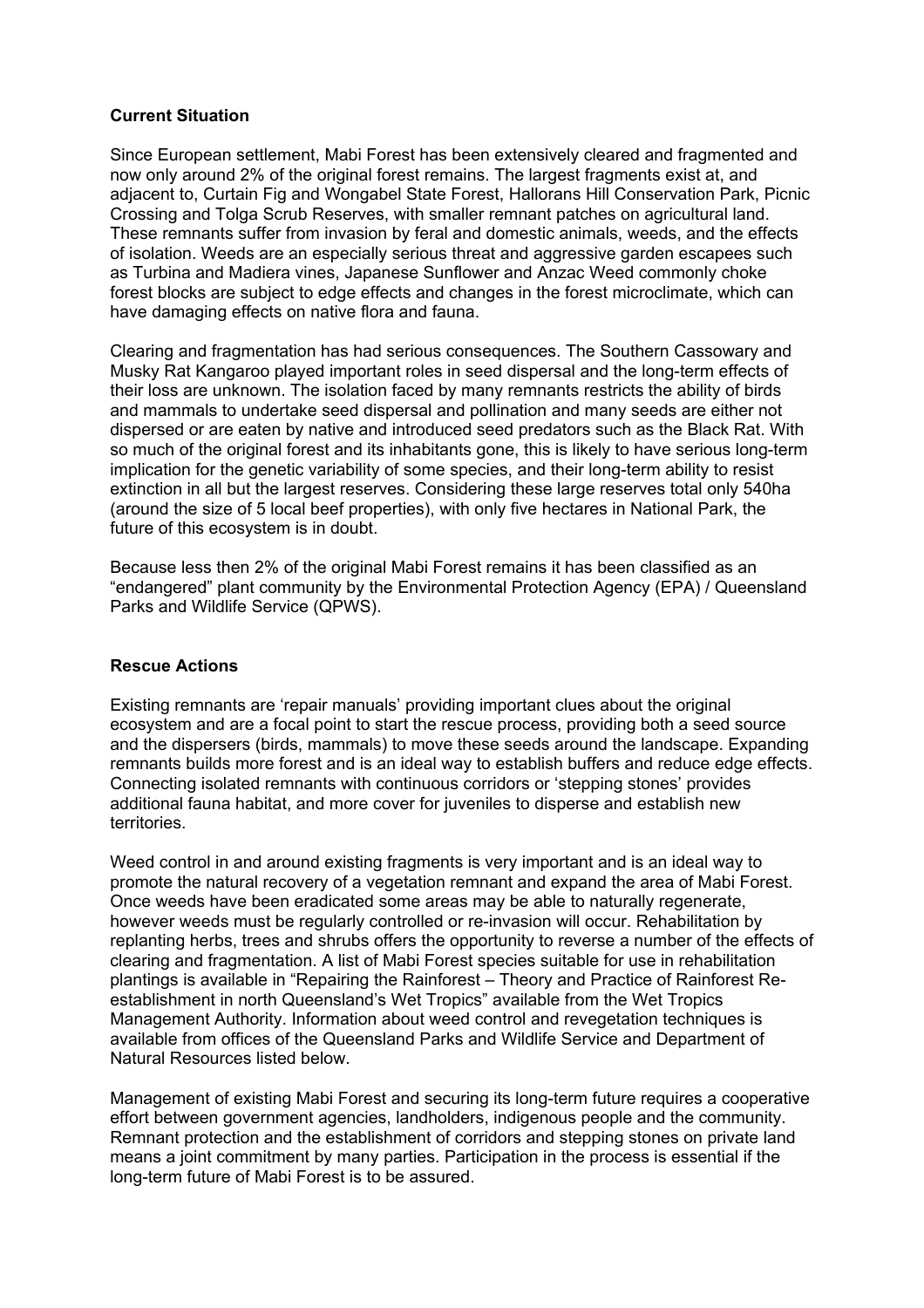**Current Situation**

Since European settlement, Mabi Forest has been extensively cleared and fragmented and now only around 2% of the original forest remains. The largest fragments exist at, and adjacent to, Curtain Fig and Wongabel State Forest, Hallorans Hill Conservation Park, Picnic Crossing and Tolga Scrub Reserves, with smaller remnant patches on agricultural land. These remnants suffer from invasion by feral and domestic animals, weeds, and the effects of isolation. Weeds are an especially serious threat and aggressive garden escapees such as Turbina and Madiera vines, Japanese Sunflower and Anzac Weed commonly choke forest blocks are subject to edge effects and changes in the forest microclimate, which can have damaging effects on native flora and fauna.

Clearing and fragmentation has had serious consequences. The Southern Cassowary and Musky Rat Kangaroo played important roles in seed dispersal and the long-term effects of their loss are unknown. The isolation faced by many remnants restricts the ability of birds and mammals to undertake seed dispersal and pollination and many seeds are either not dispersed or are eaten by native and introduced seed predators such as the Black Rat. With so much of the original forest and its inhabitants gone, this is likely to have serious long-term implication for the genetic variability of some species, and their long-term ability to resist extinction in all but the largest reserves. Considering these large reserves total only 540ha (around the size of 5 local beef properties), with only five hectares in National Park, the future of this ecosystem is in doubt.

Because less then 2% of the original Mabi Forest remains it has been classified as an "endangered" plant community by the Environmental Protection Agency (EPA) / Queensland Parks and Wildlife Service (QPWS).

**Rescue Actions**

Existing remnants are 'repair manuals' providing important clues about the original ecosystem and are a focal point to start the rescue process, providing both a seed source and the dispersers (birds, mammals) to move these seeds around the landscape. Expanding remnants builds more forest and is an ideal way to establish buffers and reduce edge effects. Connecting isolated remnants with continuous corridors or 'stepping stones' provides additional fauna habitat, and more cover for juveniles to disperse and establish new territories.

Weed control in and around existing fragments is very important and is an ideal way to promote the natural recovery of a vegetation remnant and expand the area of Mabi Forest. Once weeds have been eradicated some areas may be able to naturally regenerate, however weeds must be regularly controlled or re-invasion will occur. Rehabilitation by replanting herbs, trees and shrubs offers the opportunity to reverse a number of the effects of clearing and fragmentation. A list of Mabi Forest species suitable for use in rehabilitation plantings is available in "Repairing the Rainforest – Theory and Practice of Rainforest Re-establishment in north Queensland's Wet Tropics" available from the Wet Tropics Management Authority. Information about weed control and revegetation techniques is available from offices of the Queensland Parks and Wildlife Service and Department of Natural Resources listed below.

Management of existing Mabi Forest and securing its long-term future requires a cooperative effort between government agencies, landholders, indigenous people and the community. Remnant protection and the establishment of corridors and stepping stones on private land means a joint commitment by many parties. Participation in the process is essential if the long-term future of Mabi Forest is to be assured.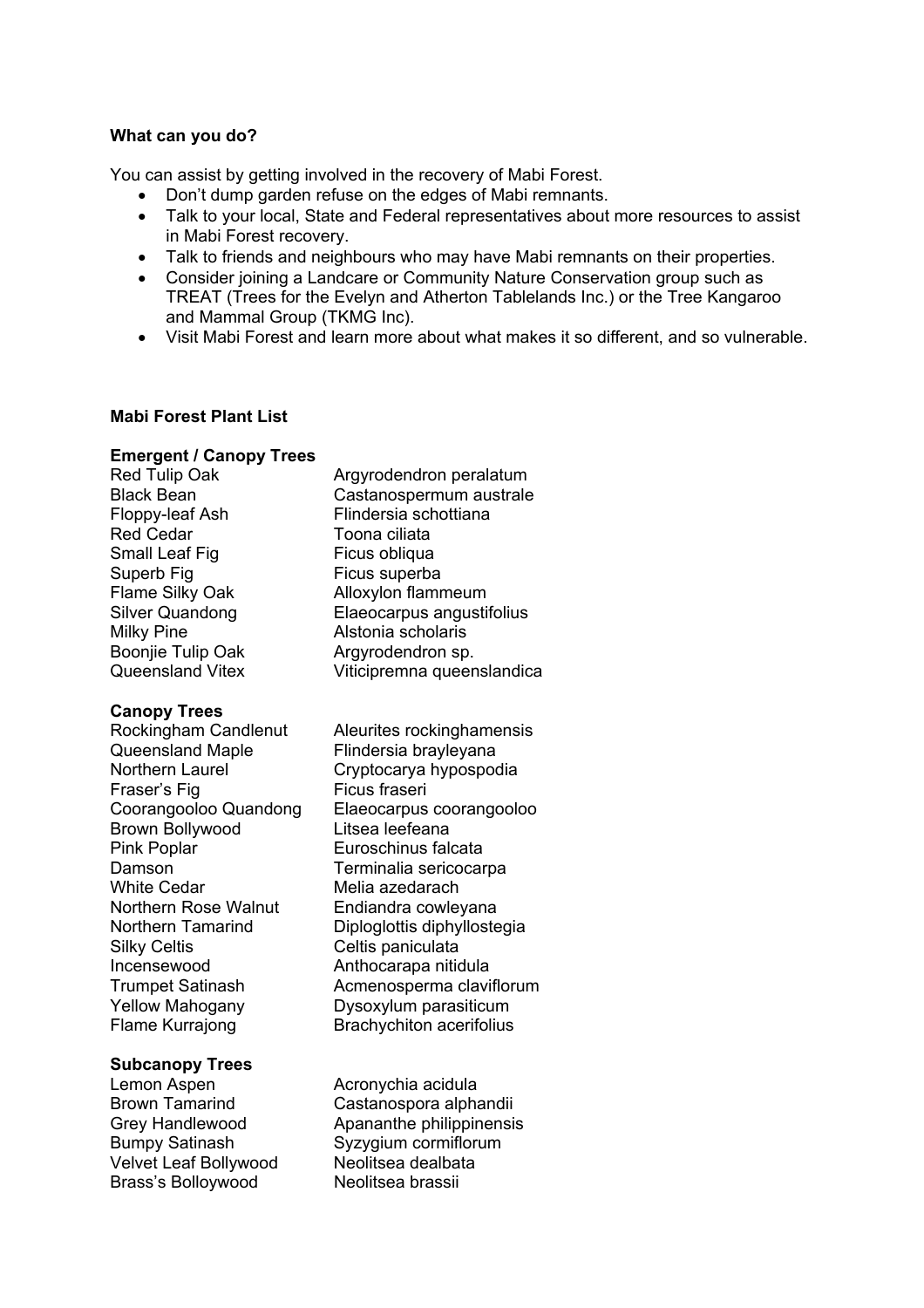**What can you do?**

You can assist by getting involved in the recovery of Mabi Forest.

- Don't dump garden refuse on the edges of Mabi remnants.
- Talk to your local, State and Federal representatives about more resources to assist in Mabi Forest recovery.
- Talk to friends and neighbours who may have Mabi remnants on their properties.
- Consider joining a Landcare or Community Nature Conservation group such as TREAT (Trees for the Evelyn and Atherton Tablelands Inc.) or the Tree Kangaroo and Mammal Group (TKMG Inc).
- Visit Mabi Forest and learn more about what makes it so different, and so vulnerable.

**Mabi Forest Plant List**

**Emergent / Canopy Trees**

| | |
|---|---|
| Red Tulip Oak | Argyrodendron peralatum |
| Black Bean | Castanospermum australe |
| Floppy-leaf Ash | Flindersia schottiana |
| Red Cedar | Toona ciliata |
| Small Leaf Fig | Ficus obliqua |
| Superb Fig | Ficus superba |
| Flame Silky Oak | Alloxylon flammeum |
| Silver Quandong | Elaeocarpus angustifolius |
| Milky Pine | Alstonia scholaris |
| Boonjie Tulip Oak | Argyrodendron sp. |
| Queensland Vitex | Viticipremna queenslandica |

**Canopy Trees**

| | |
|---|---|
| Rockingham Candlenut | Aleurites rockinghamensis |
| Queensland Maple | Flindersia brayleyana |
| Northern Laurel | Cryptocarya hypospodia |
| Fraser's Fig | Ficus fraseri |
| Coorangooloo Quandong | Elaeocarpus coorangooloo |
| Brown Bollywood | Litsea leefeana |
| Pink Poplar | Euroschinus falcata |
| Damson | Terminalia sericocarpa |
| White Cedar | Melia azedarach |
| Northern Rose Walnut | Endiandra cowleyana |
| Northern Tamarind | Diploglottis diphyllostegia |
| Silky Celtis | Celtis paniculata |
| Incensewood | Anthocarapa nitidula |
| Trumpet Satinash | Acmenosperma claviflorum |
| Yellow Mahogany | Dysoxylum parasiticum |
| Flame Kurrajong | Brachychiton acerifolius |

**Subcanopy Trees**

| | |
|---|---|
| Lemon Aspen | Acronychia acidula |
| Brown Tamarind | Castanospora alphandii |
| Grey Handlewood | Apananthe philippinensis |
| Bumpy Satinash | Syzygium cormiflorum |
| Velvet Leaf Bollywood | Neolitsea dealbata |
| Brass's Bolloywood | Neolitsea brassii |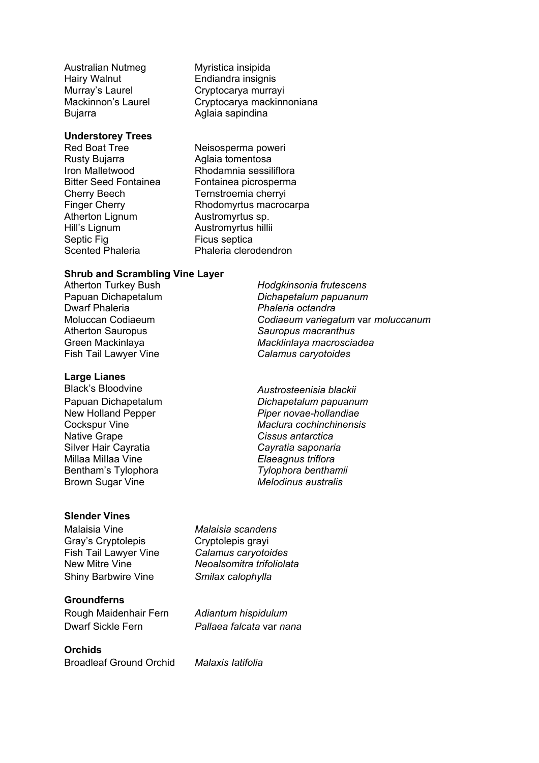| | |
|---|---|
| Australian Nutmeg | Myristica insipida |
| Hairy Walnut | Endiandra insignis |
| Murray's Laurel | Cryptocarya murrayi |
| Mackinnon's Laurel | Cryptocarya mackinnoniana |
| Bujarra | Aglaia sapindina |

**Understorey Trees**

| | |
|---|---|
| Red Boat Tree | Neisosperma poweri |
| Rusty Bujarra | Aglaia tomentosa |
| Iron Malletwood | Rhodamnia sessiliflora |
| Bitter Seed Fontainea | Fontainea picrosperma |
| Cherry Beech | Ternstroemia cherryi |
| Finger Cherry | Rhodomyrtus macrocarpa |
| Atherton Lignum | Austromyrtus sp. |
| Hill's Lignum | Austromyrtus hillii |
| Septic Fig | Ficus septica |
| Scented Phaleria | Phaleria clerodendron |

**Shrub and Scrambling Vine Layer**

| | |
|---|---|
| Atherton Turkey Bush | *Hodgkinsonia frutescens* |
| Papuan Dichapetalum | *Dichapetalum papuanum* |
| Dwarf Phaleria | *Phaleria octandra* |
| Moluccan Codiaeum | *Codiaeum variegatum* var *moluccanum* |
| Atherton Sauropus | *Sauropus macranthus* |
| Green Mackinlaya | *Macklinlaya macrosciadea* |
| Fish Tail Lawyer Vine | *Calamus caryotoides* |

**Large Lianes**

| | |
|---|---|
| Black's Bloodvine | *Austrosteenisia blackii* |
| Papuan Dichapetalum | *Dichapetalum papuanum* |
| New Holland Pepper | *Piper novae-hollandiae* |
| Cockspur Vine | *Maclura cochinchinensis* |
| Native Grape | *Cissus antarctica* |
| Silver Hair Cayratia | *Cayratia saponaria* |
| Millaa Millaa Vine | *Elaeagnus triflora* |
| Bentham's Tylophora | *Tylophora benthamii* |
| Brown Sugar Vine | *Melodinus australis* |

**Slender Vines**

| | |
|---|---|
| Malaisia Vine | *Malaisia scandens* |
| Gray's Cryptolepis | Cryptolepis grayi |
| Fish Tail Lawyer Vine | *Calamus caryotoides* |
| New Mitre Vine | *Neoalsomitra trifoliolata* |
| Shiny Barbwire Vine | *Smilax calophylla* |

**Groundferns**

| | |
|---|---|
| Rough Maidenhair Fern | *Adiantum hispidulum* |
| Dwarf Sickle Fern | *Pallaea falcata* var *nana* |

**Orchids**

| | |
|---|---|
| Broadleaf Ground Orchid | *Malaxis latifolia* |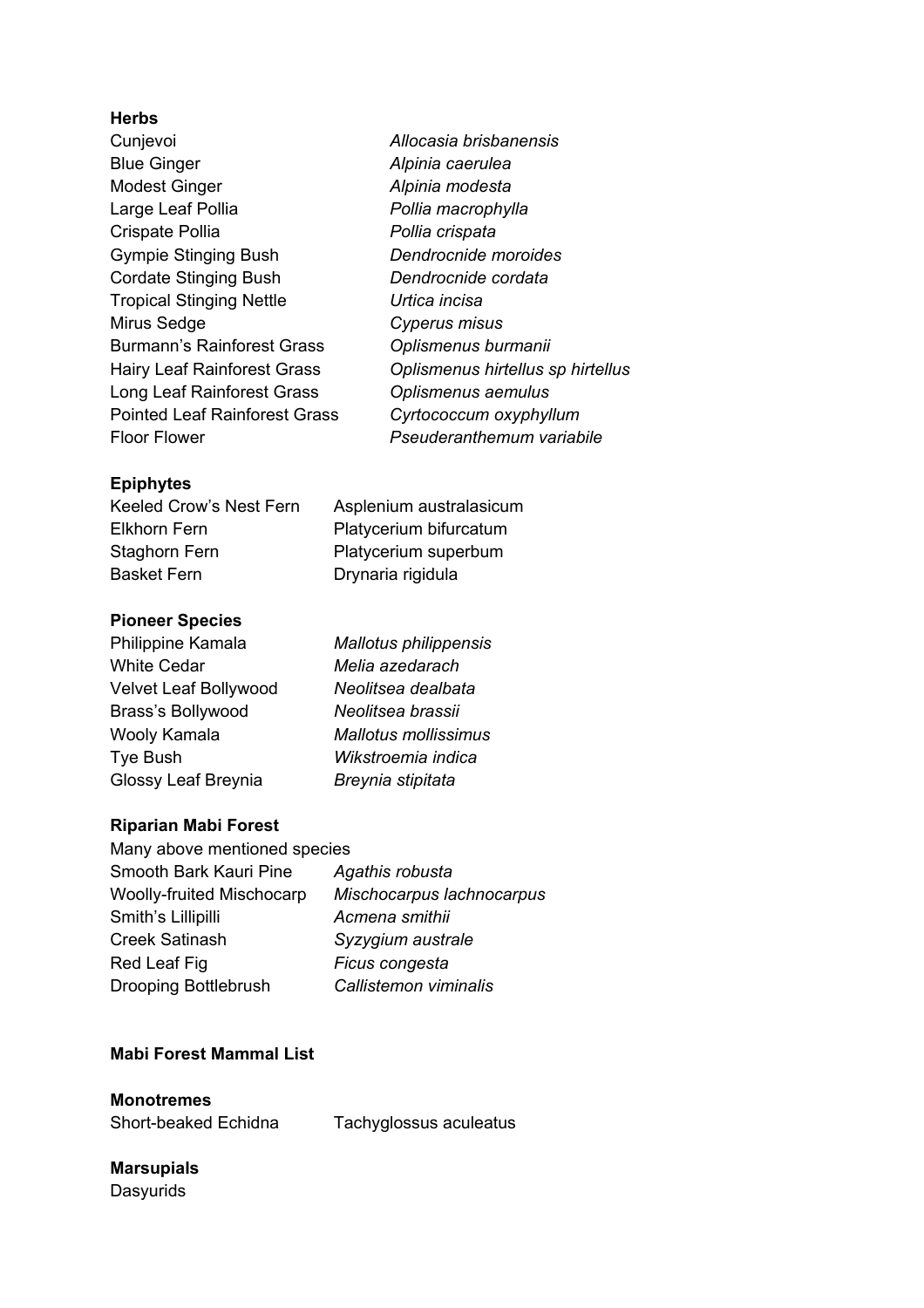**Herbs**

| | |
|---|---|
| Cunjevoi | *Allocasia brisbanensis* |
| Blue Ginger | *Alpinia caerulea* |
| Modest Ginger | *Alpinia modesta* |
| Large Leaf Pollia | *Pollia macrophylla* |
| Crispate Pollia | *Pollia crispata* |
| Gympie Stinging Bush | *Dendrocnide moroides* |
| Cordate Stinging Bush | *Dendrocnide cordata* |
| Tropical Stinging Nettle | *Urtica incisa* |
| Mirus Sedge | *Cyperus misus* |
| Burmann's Rainforest Grass | *Oplismenus burmanii* |
| Hairy Leaf Rainforest Grass | *Oplismenus hirtellus sp hirtellus* |
| Long Leaf Rainforest Grass | *Oplismenus aemulus* |
| Pointed Leaf Rainforest Grass | *Cyrtococcum oxyphyllum* |
| Floor Flower | *Pseuderanthemum variabile* |

**Epiphytes**

| | |
|---|---|
| Keeled Crow's Nest Fern | Asplenium australasicum |
| Elkhorn Fern | Platycerium bifurcatum |
| Staghorn Fern | Platycerium superbum |
| Basket Fern | Drynaria rigidula |

**Pioneer Species**

| | |
|---|---|
| Philippine Kamala | *Mallotus philippensis* |
| White Cedar | *Melia azedarach* |
| Velvet Leaf Bollywood | *Neolitsea dealbata* |
| Brass's Bollywood | *Neolitsea brassii* |
| Wooly Kamala | *Mallotus mollissimus* |
| Tye Bush | *Wikstroemia indica* |
| Glossy Leaf Breynia | *Breynia stipitata* |

**Riparian Mabi Forest**

Many above mentioned species

| | |
|---|---|
| Smooth Bark Kauri Pine | *Agathis robusta* |
| Woolly-fruited Mischocarp | *Mischocarpus lachnocarpus* |
| Smith's Lillipilli | *Acmena smithii* |
| Creek Satinash | *Syzygium australe* |
| Red Leaf Fig | *Ficus congesta* |
| Drooping Bottlebrush | *Callistemon viminalis* |

**Mabi Forest Mammal List**

**Monotremes**

| | |
|---|---|
| Short-beaked Echidna | Tachyglossus aculeatus |

**Marsupials**

Dasyurids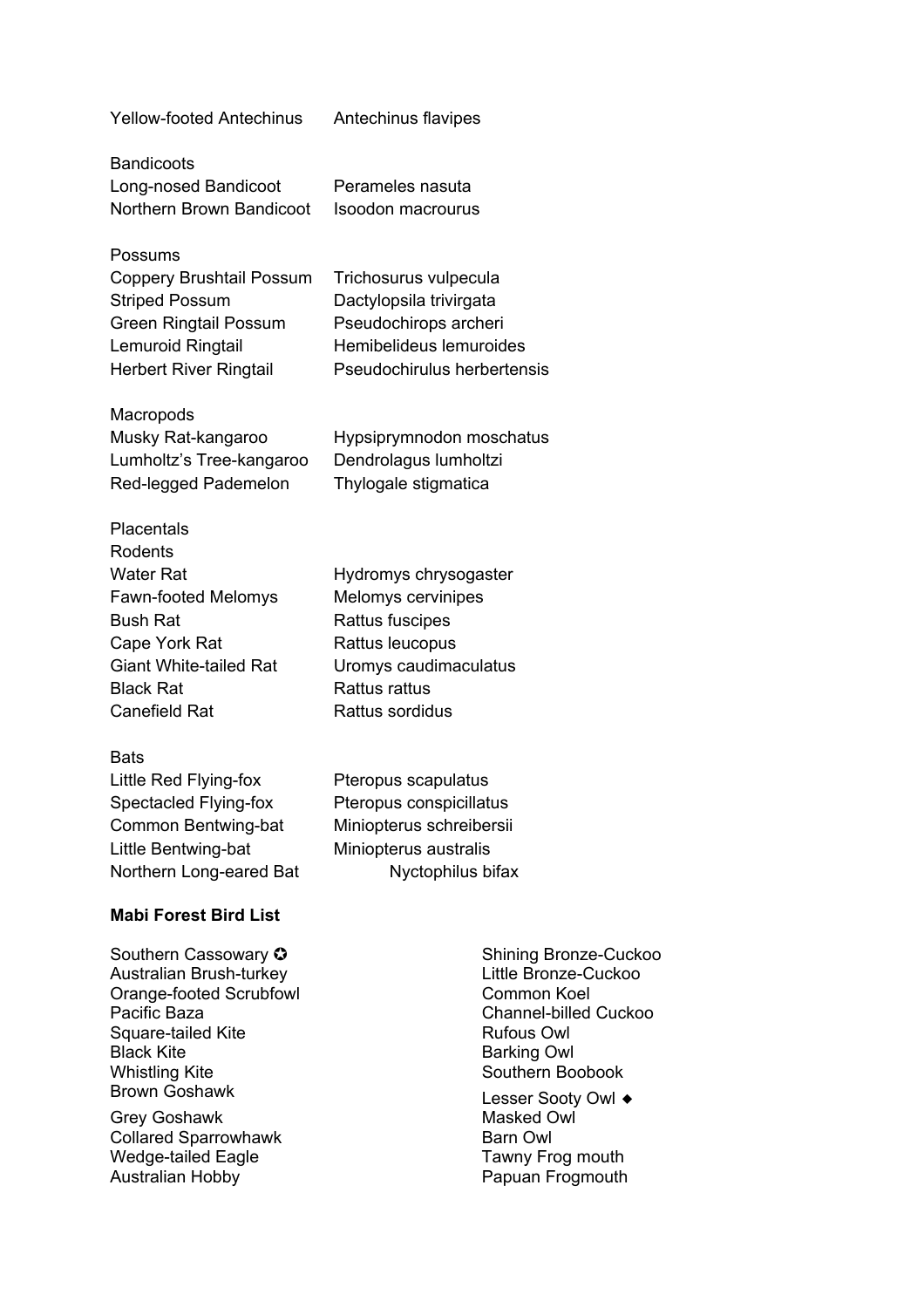| | |
|---|---|
| Yellow-footed Antechinus | Antechinus flavipes |
| **Bandicoots** | |
| Long-nosed Bandicoot | Perameles nasuta |
| Northern Brown Bandicoot | Isoodon macrourus |
| **Possums** | |
| Coppery Brushtail Possum | Trichosurus vulpecula |
| Striped Possum | Dactylopsila trivirgata |
| Green Ringtail Possum | Pseudochirops archeri |
| Lemuroid Ringtail | Hemibelideus lemuroides |
| Herbert River Ringtail | Pseudochirulus herbertensis |
| **Macropods** | |
| Musky Rat-kangaroo | Hypsiprymnodon moschatus |
| Lumholtz's Tree-kangaroo | Dendrolagus lumholtzi |
| Red-legged Pademelon | Thylogale stigmatica |
| **Placentals** | |
| **Rodents** | |
| Water Rat | Hydromys chrysogaster |
| Fawn-footed Melomys | Melomys cervinipes |
| Bush Rat | Rattus fuscipes |
| Cape York Rat | Rattus leucopus |
| Giant White-tailed Rat | Uromys caudimaculatus |
| Black Rat | Rattus rattus |
| Canefield Rat | Rattus sordidus |
| **Bats** | |
| Little Red Flying-fox | Pteropus scapulatus |
| Spectacled Flying-fox | Pteropus conspicillatus |
| Common Bentwing-bat | Miniopterus schreibersii |
| Little Bentwing-bat | Miniopterus australis |
| Northern Long-eared Bat | Nyctophilus bifax |

## Mabi Forest Bird List

Southern Cassowary ✪
Australian Brush-turkey
Orange-footed Scrubfowl
Pacific Baza
Square-tailed Kite
Black Kite
Whistling Kite
Brown Goshawk
Grey Goshawk
Collared Sparrowhawk
Wedge-tailed Eagle
Australian Hobby
Shining Bronze-Cuckoo
Little Bronze-Cuckoo
Common Koel
Channel-billed Cuckoo
Rufous Owl
Barking Owl
Southern Boobook
Lesser Sooty Owl ◆
Masked Owl
Barn Owl
Tawny Frog mouth
Papuan Frogmouth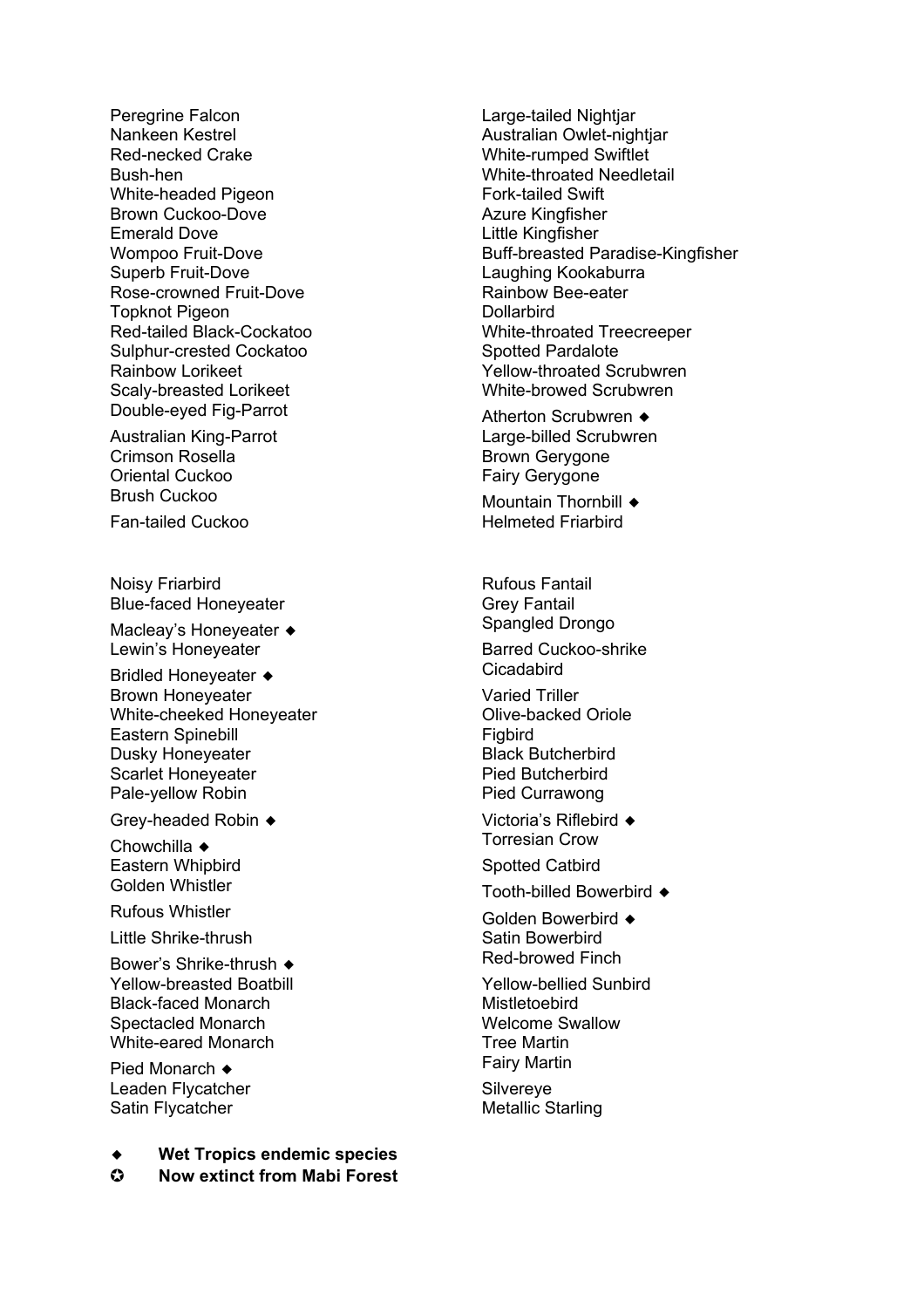Peregrine Falcon
Nankeen Kestrel
Red-necked Crake
Bush-hen
White-headed Pigeon
Brown Cuckoo-Dove
Emerald Dove
Wompoo Fruit-Dove
Superb Fruit-Dove
Rose-crowned Fruit-Dove
Topknot Pigeon
Red-tailed Black-Cockatoo
Sulphur-crested Cockatoo
Rainbow Lorikeet
Scaly-breasted Lorikeet
Double-eyed Fig-Parrot
Australian King-Parrot
Crimson Rosella
Oriental Cuckoo
Brush Cuckoo
Fan-tailed Cuckoo

Large-tailed Nightjar
Australian Owlet-nightjar
White-rumped Swiftlet
White-throated Needletail
Fork-tailed Swift
Azure Kingfisher
Little Kingfisher
Buff-breasted Paradise-Kingfisher
Laughing Kookaburra
Rainbow Bee-eater
Dollarbird
White-throated Treecreeper
Spotted Pardalote
Yellow-throated Scrubwren
White-browed Scrubwren
Atherton Scrubwren ◆
Large-billed Scrubwren
Brown Gerygone
Fairy Gerygone
Mountain Thornbill ◆
Helmeted Friarbird

Noisy Friarbird
Blue-faced Honeyeater
Macleay's Honeyeater ◆
Lewin's Honeyeater
Bridled Honeyeater ◆
Brown Honeyeater
White-cheeked Honeyeater
Eastern Spinebill
Dusky Honeyeater
Scarlet Honeyeater
Pale-yellow Robin
Grey-headed Robin ◆
Chowchilla ◆
Eastern Whipbird
Golden Whistler
Rufous Whistler
Little Shrike-thrush
Bower's Shrike-thrush ◆
Yellow-breasted Boatbill
Black-faced Monarch
Spectacled Monarch
White-eared Monarch
Pied Monarch ◆
Leaden Flycatcher
Satin Flycatcher

Rufous Fantail
Grey Fantail
Spangled Drongo
Barred Cuckoo-shrike
Cicadabird
Varied Triller
Olive-backed Oriole
Figbird
Black Butcherbird
Pied Butcherbird
Pied Currawong
Victoria's Riflebird ◆
Torresian Crow
Spotted Catbird
Tooth-billed Bowerbird ◆
Golden Bowerbird ◆
Satin Bowerbird
Red-browed Finch
Yellow-bellied Sunbird
Mistletoebird
Welcome Swallow
Tree Martin
Fairy Martin
Silvereye
Metallic Starling

◆ **Wet Tropics endemic species**
✪ **Now extinct from Mabi Forest**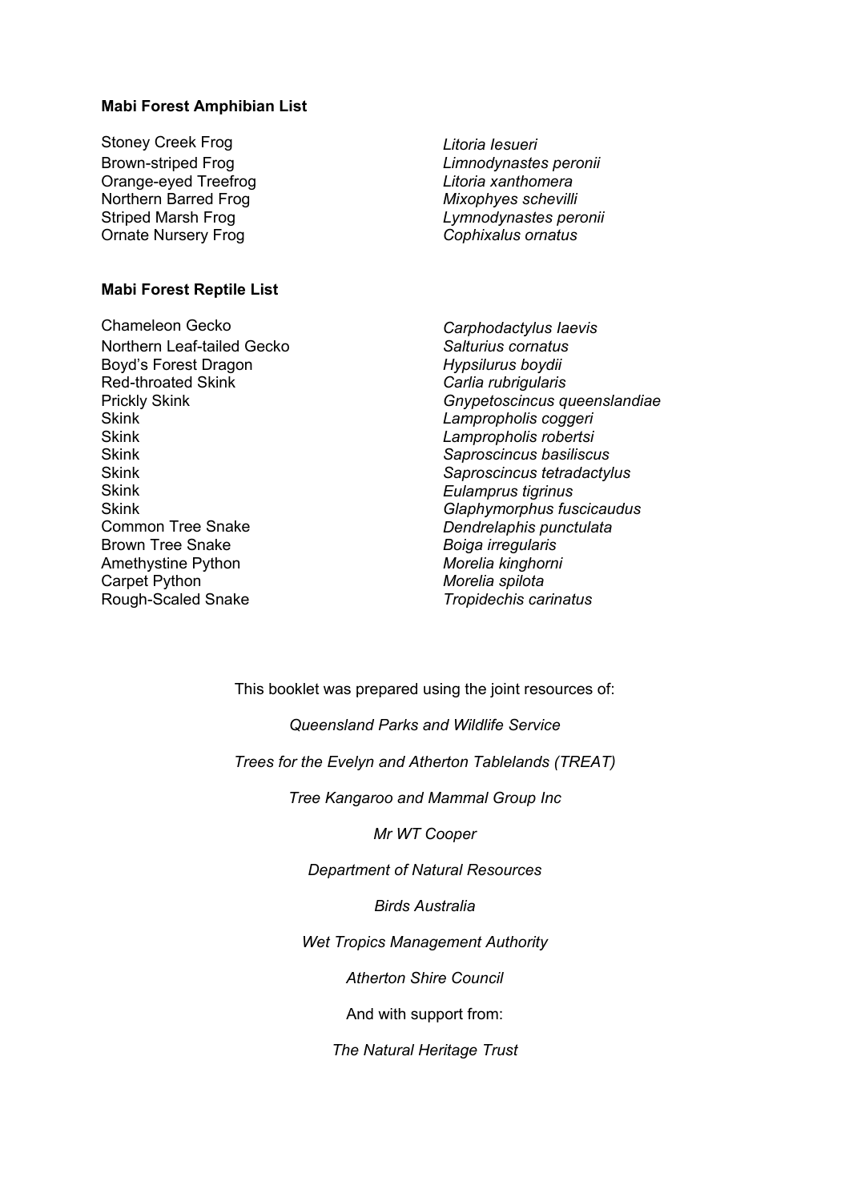**Mabi Forest Amphibian List**

| | |
|---|---|
| Stoney Creek Frog | *Litoria lesueri* |
| Brown-striped Frog | *Limnodynastes peronii* |
| Orange-eyed Treefrog | *Litoria xanthomera* |
| Northern Barred Frog | *Mixophyes schevilli* |
| Striped Marsh Frog | *Lymnodynastes peronii* |
| Ornate Nursery Frog | *Cophixalus ornatus* |

**Mabi Forest Reptile List**

| | |
|---|---|
| Chameleon Gecko | *Carphodactylus laevis* |
| Northern Leaf-tailed Gecko | *Salturius cornatus* |
| Boyd's Forest Dragon | *Hypsilurus boydii* |
| Red-throated Skink | *Carlia rubrigularis* |
| Prickly Skink | *Gnypetoscincus queenslandiae* |
| Skink | *Lampropholis coggeri* |
| Skink | *Lampropholis robertsi* |
| Skink | *Saproscincus basiliscus* |
| Skink | *Saproscincus tetradactylus* |
| Skink | *Eulamprus tigrinus* |
| Skink | *Glaphymorphus fuscicaudus* |
| Common Tree Snake | *Dendrelaphis punctulata* |
| Brown Tree Snake | *Boiga irregularis* |
| Amethystine Python | *Morelia kinghorni* |
| Carpet Python | *Morelia spilota* |
| Rough-Scaled Snake | *Tropidechis carinatus* |

This booklet was prepared using the joint resources of:

*Queensland Parks and Wildlife Service*

*Trees for the Evelyn and Atherton Tablelands (TREAT)*

*Tree Kangaroo and Mammal Group Inc*

*Mr WT Cooper*

*Department of Natural Resources*

*Birds Australia*

*Wet Tropics Management Authority*

*Atherton Shire Council*

And with support from:

*The Natural Heritage Trust*